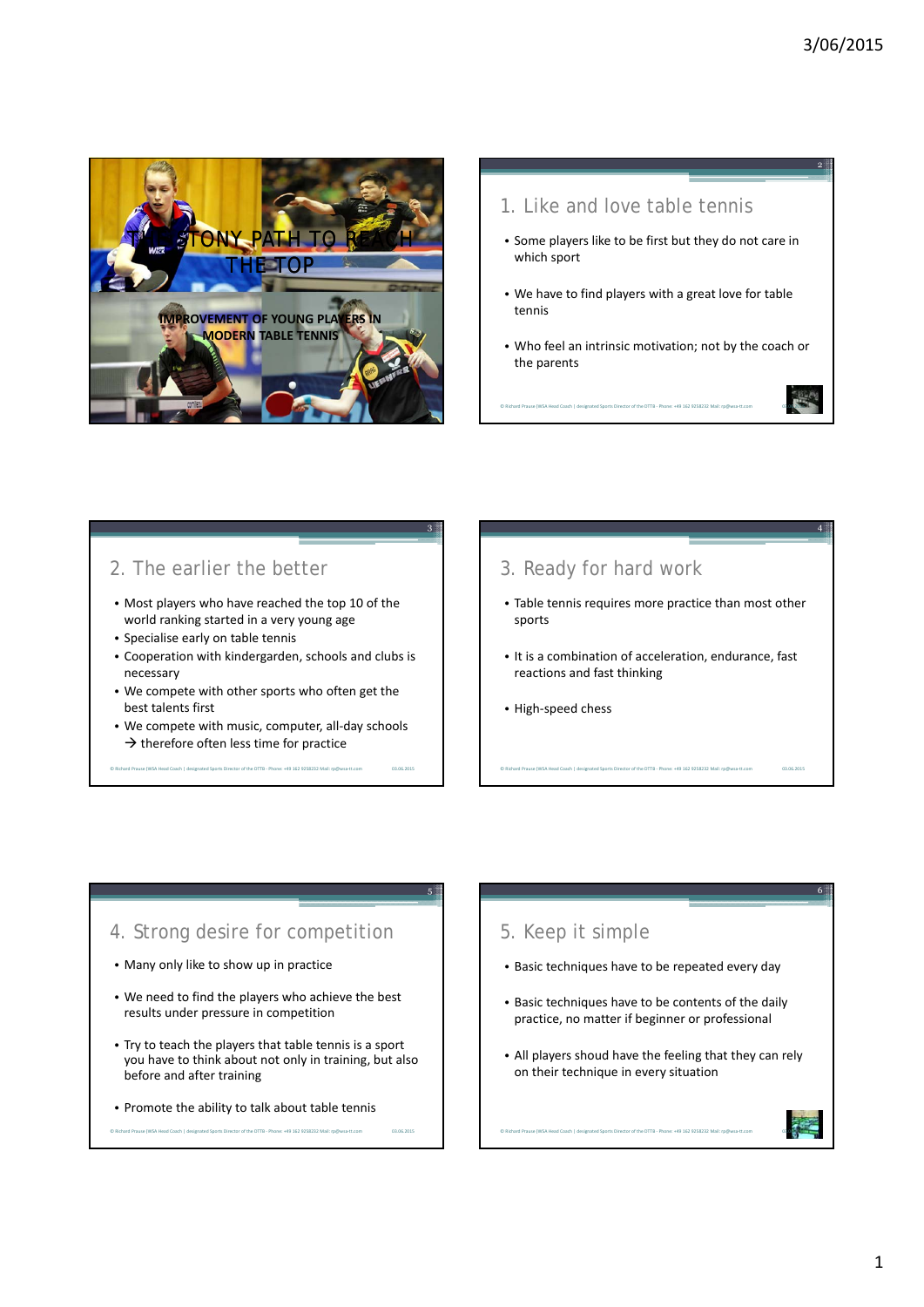# THE STONY PATH TO REACH THE TOP

**IMPROVEMENT OF YOUNG PLAYERS IN MODERN TABLE TENNIS**

## 1. Like and love table tennis

- Some players like to be first but they do not care in which sport
- We have to find players with a great love for table tennis
- Who feel an intrinsic motivation; not by the coach or the parents

## 2. The earlier the better

- Most players who have reached the top 10 of the world ranking started in a very young age
- Specialise early on table tennis
- Cooperation with kindergarden, schools and clubs is necessary
- We compete with other sports who often get the best talents first
- We compete with music, computer, all-day schools → therefore often less time for practice

## 3. Ready for hard work

- Table tennis requires more practice than most other sports
- It is a combination of acceleration, endurance, fast reactions and fast thinking
- High-speed chess

## 4. Strong desire for competition

- Many only like to show up in practice
- We need to find the players who achieve the best results under pressure in competition
- Try to teach the players that table tennis is a sport you have to think about not only in training, but also before and after training
- Promote the ability to talk about table tennis

## 5. Keep it simple

- Basic techniques have to be repeated every day
- Basic techniques have to be contents of the daily practice, no matter if beginner or professional
- All players shoud have the feeling that they can rely on their technique in every situation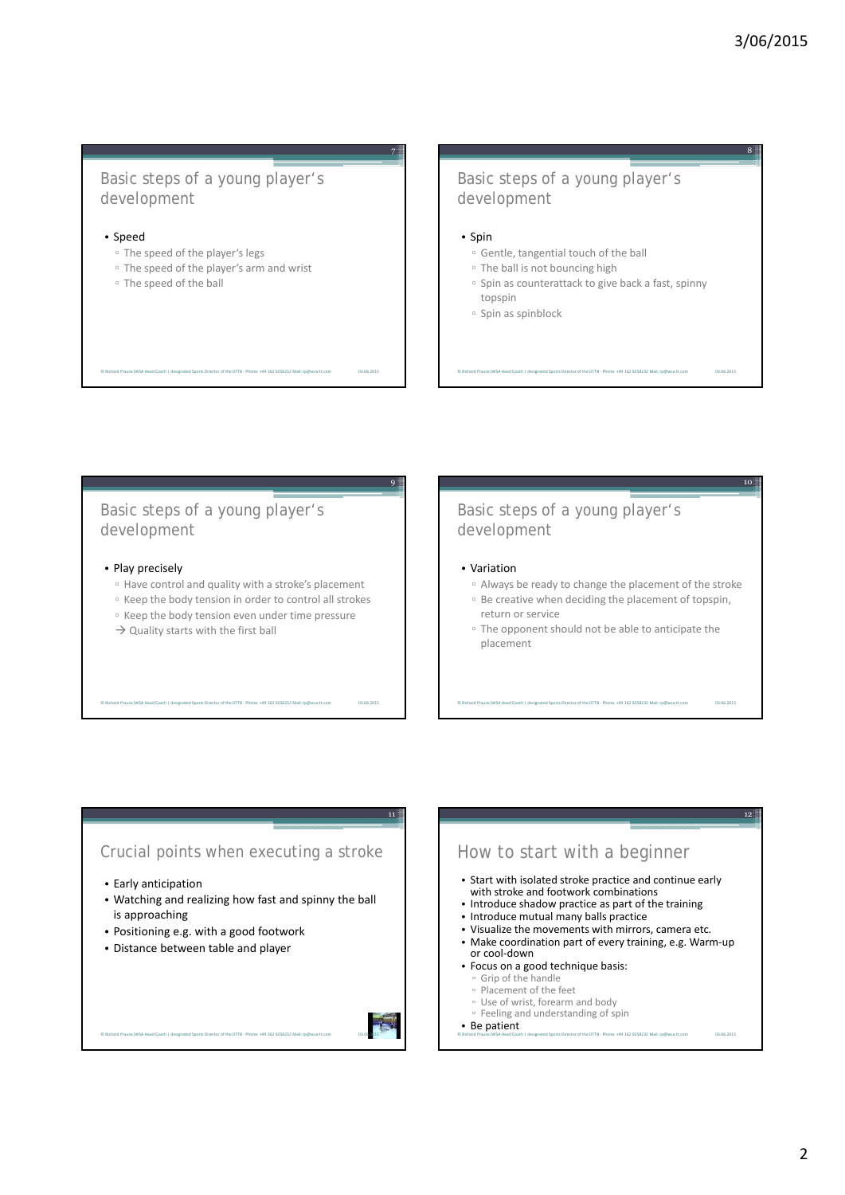## Basic steps of a young player's development

- Speed
  - The speed of the player's legs
  - The speed of the player's arm and wrist
  - The speed of the ball

## Basic steps of a young player's development

- Spin
  - Gentle, tangential touch of the ball
  - The ball is not bouncing high
  - Spin as counterattack to give back a fast, spinny topspin
  - Spin as spinblock

## Basic steps of a young player's development

- Play precisely
  - Have control and quality with a stroke's placement
  - Keep the body tension in order to control all strokes
  - Keep the body tension even under time pressure
  - → Quality starts with the first ball

## Basic steps of a young player's development

- Variation
  - Always be ready to change the placement of the stroke
  - Be creative when deciding the placement of topspin, return or service
  - The opponent should not be able to anticipate the placement

## Crucial points when executing a stroke

- Early anticipation
- Watching and realizing how fast and spinny the ball is approaching
- Positioning e.g. with a good footwork
- Distance between table and player

## How to start with a beginner

- Start with isolated stroke practice and continue early with stroke and footwork combinations
- Introduce shadow practice as part of the training
- Introduce mutual many balls practice
- Visualize the movements with mirrors, camera etc.
- Make coordination part of every training, e.g. Warm-up or cool-down
- Focus on a good technique basis:
  - Grip of the handle
  - Placement of the feet
  - Use of wrist, forearm and body
  - Feeling and understanding of spin
- Be patient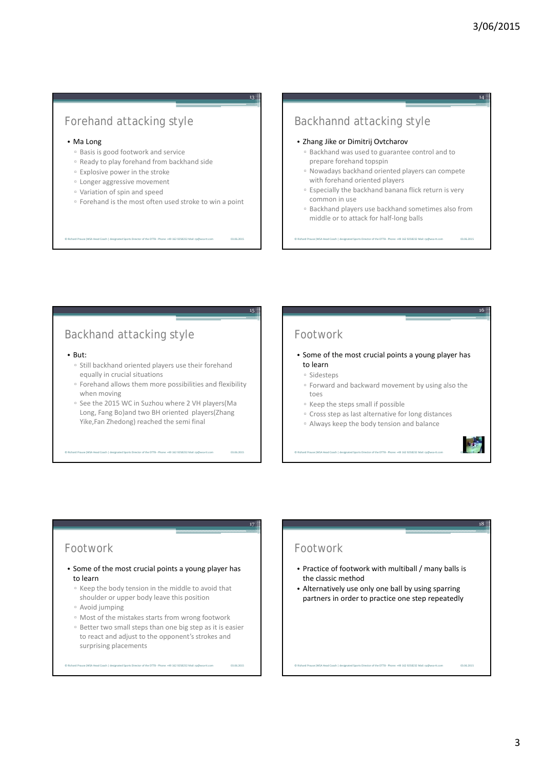## Forehand attacking style

- Ma Long
  - Basis is good footwork and service
  - Ready to play forehand from backhand side
  - Explosive power in the stroke
  - Longer aggressive movement
  - Variation of spin and speed
  - Forehand is the most often used stroke to win a point

## Backhannd attacking style

- Zhang Jike or Dimitrij Ovtcharov
  - Backhand was used to guarantee control and to prepare forehand topspin
  - Nowadays backhand oriented players can compete with forehand oriented players
  - Especially the backhand banana flick return is very common in use
  - Backhand players use backhand sometimes also from middle or to attack for half-long balls

## Backhand attacking style

- But:
  - Still backhand oriented players use their forehand equally in crucial situations
  - Forehand allows them more possibilities and flexibility when moving
  - See the 2015 WC in Suzhou where 2 VH players(Ma Long, Fang Bo)and two BH oriented players(Zhang Yike,Fan Zhedong) reached the semi final

## Footwork

- Some of the most crucial points a young player has to learn
  - Sidesteps
  - Forward and backward movement by using also the toes
  - Keep the steps small if possible
  - Cross step as last alternative for long distances
  - Always keep the body tension and balance

## Footwork

- Some of the most crucial points a young player has to learn
  - Keep the body tension in the middle to avoid that shoulder or upper body leave this position
  - Avoid jumping
  - Most of the mistakes starts from wrong footwork
  - Better two small steps than one big step as it is easier to react and adjust to the opponent's strokes and surprising placements

## Footwork

- Practice of footwork with multiball / many balls is the classic method
- Alternatively use only one ball by using sparring partners in order to practice one step repeatedly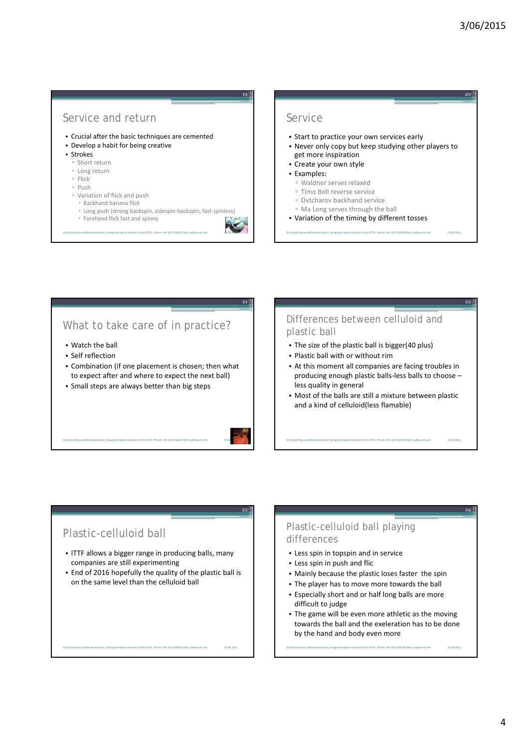## Service and return

- Crucial after the basic techniques are cemented
- Develop a habit for being creative
- Strokes
  - Short return
  - Long return
  - Flick
  - Push
  - Variation of flick and push
    - Backhand banana flick
    - Long push (strong backspin, sidespin-backspin, fast-spinless)
    - Forehand flick fast and spinny

## Service

- Start to practice your own services early
- Never only copy but keep studying other players to get more inspiration
- Create your own style
- Examples:
  - Waldner serves relaxed
  - Timo Boll reverse service
  - Ovtcharov backhand service
  - Ma Long serves through the ball
- Variation of the timing by different tosses

## What to take care of in practice?

- Watch the ball
- Self reflection
- Combination (if one placement is chosen; then what to expect after and where to expect the next ball)
- Small steps are always better than big steps

## Differences between celluloid and plastic ball

- The size of the plastic ball is bigger(40 plus)
- Plastic ball with or without rim
- At this moment all companies are facing troubles in producing enough plastic balls-less balls to choose – less quality in general
- Most of the balls are still a mixture between plastic and a kind of celluloid(less flamable)

## Plastic-celluloid ball

- ITTF allows a bigger range in producing balls, many companies are still experimenting
- End of 2016 hopefully the quality of the plastic ball is on the same level than the celluloid ball

## Plastic-celluloid ball playing differences

- Less spin in topspin and in service
- Less spin in push and flic
- Mainly because the plastic loses faster the spin
- The player has to move more towards the ball
- Especially short and or half long balls are more difficult to judge
- The game will be even more athletic as the moving towards the ball and the exeleration has to be done by the hand and body even more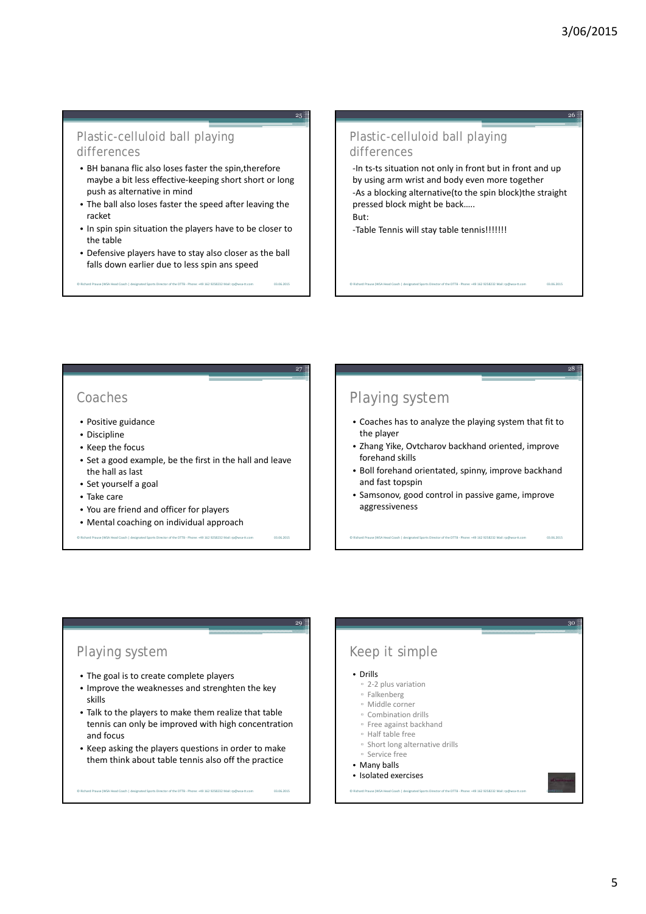## Plastic-celluloid ball playing differences

- BH banana flic also loses faster the spin,therefore maybe a bit less effective-keeping short short or long push as alternative in mind
- The ball also loses faster the speed after leaving the racket
- In spin spin situation the players have to be closer to the table
- Defensive players have to stay also closer as the ball falls down earlier due to less spin ans speed

## Plastic-celluloid ball playing differences

-In ts-ts situation not only in front but in front and up by using arm wrist and body even more together

-As a blocking alternative(to the spin block)the straight pressed block might be back…..

But:

-Table Tennis will stay table tennis!!!!!!!

## Coaches

- Positive guidance
- Discipline
- Keep the focus
- Set a good example, be the first in the hall and leave the hall as last
- Set yourself a goal
- Take care
- You are friend and officer for players
- Mental coaching on individual approach

## Playing system

- Coaches has to analyze the playing system that fit to the player
- Zhang Yike, Ovtcharov backhand oriented, improve forehand skills
- Boll forehand orientated, spinny, improve backhand and fast topspin
- Samsonov, good control in passive game, improve aggressiveness

## Playing system

- The goal is to create complete players
- Improve the weaknesses and strenghten the key skills
- Talk to the players to make them realize that table tennis can only be improved with high concentration and focus
- Keep asking the players questions in order to make them think about table tennis also off the practice

## Keep it simple

- Drills
  - 2-2 plus variation
  - Falkenberg
  - Middle corner
  - Combination drills
  - Free against backhand
  - Half table free
  - Short long alternative drills
  - Service free
- Many balls
- Isolated exercises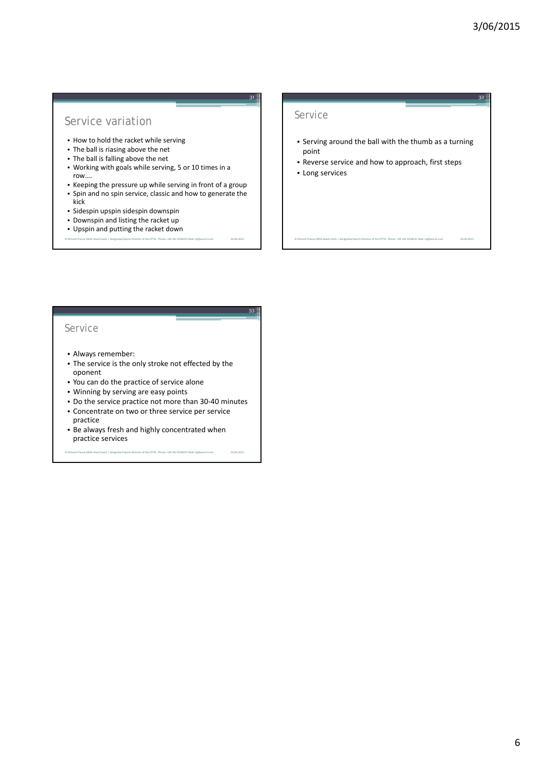## Service variation

- How to hold the racket while serving
- The ball is riasing above the net
- The ball is falling above the net
- Working with goals while serving, 5 or 10 times in a row….
- Keeping the pressure up while serving in front of a group
- Spin and no spin service, classic and how to generate the kick
- Sidespin upspin sidespin downspin
- Downspin and listing the racket up
- Upspin and putting the racket down

## Service

- Serving around the ball with the thumb as a turning point
- Reverse service and how to approach, first steps
- Long services

## Service

- Always remember:
- The service is the only stroke not effected by the oponent
- You can do the practice of service alone
- Winning by serving are easy points
- Do the service practice not more than 30-40 minutes
- Concentrate on two or three service per service practice
- Be always fresh and highly concentrated when practice services